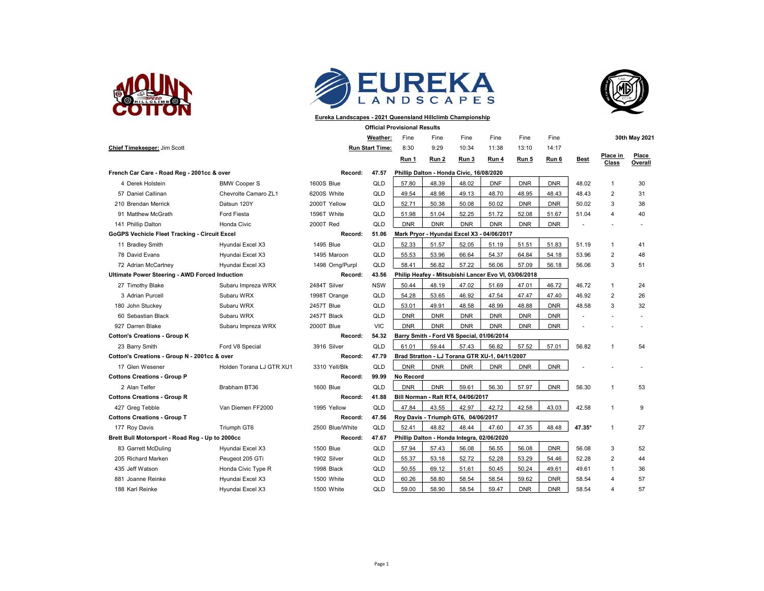**Eureka Landscapes - 2021 Queensland Hillclimb Championship**

**Official Provisional Results**

**30th May 2021**

**Chief Timekeeper:** Jim Scott

| | | | | **Weather:** | Fine | Fine | Fine | Fine | Fine | Fine | | | |
|---|---|---|---|---|---|---|---|---|---|---|---|---|---|
| | | | | **Run Start Time:** | 8:30 | 9:29 | 10:34 | 11:38 | 13:10 | 14:17 | | | |
| | | | | | **Run 1** | **Run 2** | **Run 3** | **Run 4** | **Run 5** | **Run 6** | **Best** | **Place in Class** | **Place Overall** |
| **French Car Care - Road Reg - 2001cc & over** | | | **Record:** | **47.57** | **Phillip Dalton - Honda Civic, 16/08/2020** | | | | | | | | |
| 4 Derek Holstein | BMW Cooper S | 1600S Blue | QLD | | 57.80 | 48.39 | 48.02 | DNF | DNR | DNR | 48.02 | 1 | 30 |
| 57 Daniel Callinan | Chevrolte Camaro ZL1 | 6200S White | QLD | | 49.54 | 48.98 | 49.13 | 48.70 | 48.95 | 48.43 | 48.43 | 2 | 31 |
| 210 Brendan Merrick | Datsun 120Y | 2000T Yellow | QLD | | 52.71 | 50.38 | 50.08 | 50.02 | DNR | DNR | 50.02 | 3 | 38 |
| 91 Matthew McGrath | Ford Fiesta | 1596T White | QLD | | 51.98 | 51.04 | 52.25 | 51.72 | 52.08 | 51.67 | 51.04 | 4 | 40 |
| 141 Phillip Dalton | Honda Civic | 2000T Red | QLD | | DNR | DNR | DNR | DNR | DNR | DNR | - | - | - |
| **GoGPS Vechicle Fleet Tracking - Circuit Excel** | | | **Record:** | **51.06** | **Mark Pryor - Hyundai Excel X3 - 04/06/2017** | | | | | | | | |
| 11 Bradley Smith | Hyundai Excel X3 | 1495 Blue | QLD | | 52.33 | 51.57 | 52.05 | 51.19 | 51.51 | 51.83 | 51.19 | 1 | 41 |
| 78 David Evans | Hyundai Excel X3 | 1495 Maroon | QLD | | 55.53 | 53.96 | 66.64 | 54.37 | 64.84 | 54.18 | 53.96 | 2 | 48 |
| 72 Adrian McCartney | Hyundai Excel X3 | 1498 Orng/Purpl | QLD | | 58.41 | 56.82 | 57.22 | 56.06 | 57.09 | 56.18 | 56.06 | 3 | 51 |
| **Ultimate Power Steering - AWD Forced Induction** | | | **Record:** | **43.56** | **Philip Heafey - Mitsubishi Lancer Evo VI, 03/06/2018** | | | | | | | | |
| 27 Timothy Blake | Subaru Impreza WRX | 2484T Silver | NSW | | 50.44 | 48.19 | 47.02 | 51.69 | 47.01 | 46.72 | 46.72 | 1 | 24 |
| 3 Adrian Purcell | Subaru WRX | 1998T Orange | QLD | | 54.28 | 53.65 | 46.92 | 47.54 | 47.47 | 47.40 | 46.92 | 2 | 26 |
| 180 John Stuckey | Subaru WRX | 2457T Blue | QLD | | 53.01 | 49.91 | 48.58 | 48.99 | 48.88 | DNR | 48.58 | 3 | 32 |
| 60 Sebastian Black | Subaru WRX | 2457T Black | QLD | | DNR | DNR | DNR | DNR | DNR | DNR | - | - | - |
| 927 Darren Blake | Subaru Impreza WRX | 2000T Blue | VIC | | DNR | DNR | DNR | DNR | DNR | DNR | - | - | - |
| **Cotton's Creations - Group K** | | | **Record:** | **54.32** | **Barry Smith - Ford V8 Special, 01/06/2014** | | | | | | | | |
| 23 Barry Smith | Ford V8 Special | 3916 Silver | QLD | | 61.01 | 59.44 | 57.43 | 56.82 | 57.52 | 57.01 | 56.82 | 1 | 54 |
| **Cotton's Creations - Group N - 2001cc & over** | | | **Record:** | **47.79** | **Brad Stratton - LJ Torana GTR XU-1, 04/11/2007** | | | | | | | | |
| 17 Glen Wesener | Holden Torana LJ GTR XU1 | 3310 Yell/Blk | QLD | | DNR | DNR | DNR | DNR | DNR | DNR | - | - | - |
| **Cottons Creations - Group P** | | | **Record:** | **99.99** | **No Record** | | | | | | | | |
| 2 Alan Telfer | Brabham BT36 | 1600 Blue | QLD | | DNR | DNR | 59.61 | 56.30 | 57.97 | DNR | 56.30 | 1 | 53 |
| **Cottons Creations - Group R** | | | **Record:** | **41.88** | **Bill Norman - Ralt RT4, 04/06/2017** | | | | | | | | |
| 427 Greg Tebble | Van Diemen FF2000 | 1995 Yellow | QLD | | 47.84 | 43.55 | 42.97 | 42.72 | 42.58 | 43.03 | 42.58 | 1 | 9 |
| **Cottons Creations - Group T** | | | **Record:** | **47.56** | **Roy Davis - Triumph GT6, 04/06/2017** | | | | | | | | |
| 177 Roy Davis | Triumph GT6 | 2500 Blue/White | QLD | | 52.41 | 48.82 | 48.44 | 47.60 | 47.35 | 48.48 | **47.35*** | 1 | 27 |
| **Brett Bull Motorsport - Road Reg - Up to 2000cc** | | | **Record:** | **47.67** | **Phillip Dalton - Honda Integra, 02/06/2020** | | | | | | | | |
| 83 Garrett McDuling | Hyundai Excel X3 | 1500 Blue | QLD | | 57.94 | 57.43 | 56.08 | 56.55 | 56.08 | DNR | 56.08 | 3 | 52 |
| 205 Richard Marken | Peugeot 205 GTi | 1902 Silver | QLD | | 55.37 | 53.18 | 52.72 | 52.28 | 53.29 | 54.46 | 52.28 | 2 | 44 |
| 435 Jeff Watson | Honda Civic Type R | 1998 Black | QLD | | 50.55 | 69.12 | 51.61 | 50.45 | 50.24 | 49.61 | 49.61 | 1 | 36 |
| 881 Joanne Reinke | Hyundai Excel X3 | 1500 White | QLD | | 60.26 | 58.80 | 58.54 | 58.54 | 59.62 | DNR | 58.54 | 4 | 57 |
| 188 Karl Reinke | Hyundai Excel X3 | 1500 White | QLD | | 59.00 | 58.90 | 58.54 | 59.47 | DNR | DNR | 58.54 | 4 | 57 |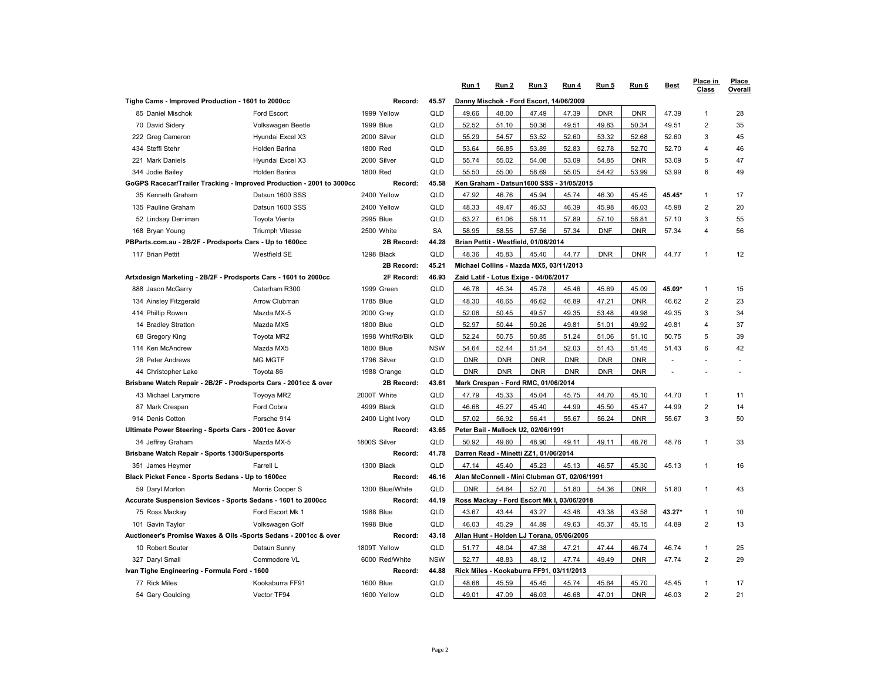| | | | | Run 1 | Run 2 | Run 3 | Run 4 | Run 5 | Run 6 | Best | Place in Class | Place Overall |
|---|---|---|---|---|---|---|---|---|---|---|---|---|
| **Tighe Cams - Improved Production - 1601 to 2000cc** | | **Record:** | **45.57** | **Danny Mischok - Ford Escort, 14/06/2009** | | | | | | | | |
| 85 Daniel Mischok | Ford Escort | 1999 Yellow | QLD | 49.66 | 48.00 | 47.49 | 47.39 | DNR | DNR | 47.39 | 1 | 28 |
| 70 David Sidery | Volkswagen Beetle | 1999 Blue | QLD | 52.52 | 51.10 | 50.36 | 49.51 | 49.83 | 50.34 | 49.51 | 2 | 35 |
| 222 Greg Cameron | Hyundai Excel X3 | 2000 Silver | QLD | 55.29 | 54.57 | 53.52 | 52.60 | 53.32 | 52.68 | 52.60 | 3 | 45 |
| 434 Steffi Stehr | Holden Barina | 1800 Red | QLD | 53.64 | 56.85 | 53.89 | 52.83 | 52.78 | 52.70 | 52.70 | 4 | 46 |
| 221 Mark Daniels | Hyundai Excel X3 | 2000 Silver | QLD | 55.74 | 55.02 | 54.08 | 53.09 | 54.85 | DNR | 53.09 | 5 | 47 |
| 344 Jodie Bailey | Holden Barina | 1800 Red | QLD | 55.50 | 55.00 | 58.69 | 55.05 | 54.42 | 53.99 | 53.99 | 6 | 49 |
| **GoGPS Racecar/Trailer Tracking - Improved Production - 2001 to 3000cc** | | **Record:** | **45.58** | **Ken Graham - Datsun1600 SSS - 31/05/2015** | | | | | | | | |
| 35 Kenneth Graham | Datsun 1600 SSS | 2400 Yellow | QLD | 47.92 | 46.76 | 45.94 | 45.74 | 46.30 | 45.45 | **45.45*** | 1 | 17 |
| 135 Pauline Graham | Datsun 1600 SSS | 2400 Yellow | QLD | 48.33 | 49.47 | 46.53 | 46.39 | 45.98 | 46.03 | 45.98 | 2 | 20 |
| 52 Lindsay Derriman | Toyota Vienta | 2995 Blue | QLD | 63.27 | 61.06 | 58.11 | 57.89 | 57.10 | 58.81 | 57.10 | 3 | 55 |
| 168 Bryan Young | Triumph Vitesse | 2500 White | SA | 58.95 | 58.55 | 57.56 | 57.34 | DNF | DNR | 57.34 | 4 | 56 |
| **PBParts.com.au - 2B/2F - Prodsports Cars - Up to 1600cc** | | **2B Record:** | **44.28** | **Brian Pettit - Westfield, 01/06/2014** | | | | | | | | |
| 117 Brian Pettit | Westfield SE | 1298 Black | QLD | 48.36 | 45.83 | 45.40 | 44.77 | DNR | DNR | 44.77 | 1 | 12 |
| | | **2B Record:** | **45.21** | **Michael Collins - Mazda MX5, 03/11/2013** | | | | | | | | |
| **Artxdesign Marketing - 2B/2F - Prodsports Cars - 1601 to 2000cc** | | **2F Record:** | **46.93** | **Zaid Latif - Lotus Exige - 04/06/2017** | | | | | | | | |
| 888 Jason McGarry | Caterham R300 | 1999 Green | QLD | 46.78 | 45.34 | 45.78 | 45.46 | 45.69 | 45.09 | **45.09*** | 1 | 15 |
| 134 Ainsley Fitzgerald | Arrow Clubman | 1785 Blue | QLD | 48.30 | 46.65 | 46.62 | 46.89 | 47.21 | DNR | 46.62 | 2 | 23 |
| 414 Phillip Rowen | Mazda MX-5 | 2000 Grey | QLD | 52.06 | 50.45 | 49.57 | 49.35 | 53.48 | 49.98 | 49.35 | 3 | 34 |
| 14 Bradley Stratton | Mazda MX5 | 1800 Blue | QLD | 52.97 | 50.44 | 50.26 | 49.81 | 51.01 | 49.92 | 49.81 | 4 | 37 |
| 68 Gregory King | Toyota MR2 | 1998 Wht/Rd/Blk | QLD | 52.24 | 50.75 | 50.85 | 51.24 | 51.06 | 51.10 | 50.75 | 5 | 39 |
| 114 Ken McAndrew | Mazda MX5 | 1800 Blue | NSW | 54.64 | 52.44 | 51.54 | 52.03 | 51.43 | 51.45 | 51.43 | 6 | 42 |
| 26 Peter Andrews | MG MGTF | 1796 Silver | QLD | DNR | DNR | DNR | DNR | DNR | DNR | - | - | - |
| 44 Christopher Lake | Toyota 86 | 1988 Orange | QLD | DNR | DNR | DNR | DNR | DNR | DNR | - | - | - |
| **Brisbane Watch Repair - 2B/2F - Prodsports Cars - 2001cc & over** | | **2B Record:** | **43.61** | **Mark Crespan - Ford RMC, 01/06/2014** | | | | | | | | |
| 43 Michael Larymore | Toyoya MR2 | 2000T White | QLD | 47.79 | 45.33 | 45.04 | 45.75 | 44.70 | 45.10 | 44.70 | 1 | 11 |
| 87 Mark Crespan | Ford Cobra | 4999 Black | QLD | 46.68 | 45.27 | 45.40 | 44.99 | 45.50 | 45.47 | 44.99 | 2 | 14 |
| 914 Denis Cotton | Porsche 914 | 2400 Light Ivory | QLD | 57.02 | 56.92 | 56.41 | 55.67 | 56.24 | DNR | 55.67 | 3 | 50 |
| **Ultimate Power Steering - Sports Cars - 2001cc &over** | | **Record:** | **43.65** | **Peter Bail - Mallock U2, 02/06/1991** | | | | | | | | |
| 34 Jeffrey Graham | Mazda MX-5 | 1800S Silver | QLD | 50.92 | 49.60 | 48.90 | 49.11 | 49.11 | 48.76 | 48.76 | 1 | 33 |
| **Brisbane Watch Repair - Sports 1300/Supersports** | | **Record:** | **41.78** | **Darren Read - Minetti ZZ1, 01/06/2014** | | | | | | | | |
| 351 James Heymer | Farrell L | 1300 Black | QLD | 47.14 | 45.40 | 45.23 | 45.13 | 46.57 | 45.30 | 45.13 | 1 | 16 |
| **Black Picket Fence - Sports Sedans - Up to 1600cc** | | **Record:** | **46.16** | **Alan McConnell - Mini Clubman GT, 02/06/1991** | | | | | | | | |
| 59 Daryl Morton | Morris Cooper S | 1300 Blue/White | QLD | DNR | 54.84 | 52.70 | 51.80 | 54.36 | DNR | 51.80 | 1 | 43 |
| **Accurate Suspension Sevices - Sports Sedans - 1601 to 2000cc** | | **Record:** | **44.19** | **Ross Mackay - Ford Escort Mk I, 03/06/2018** | | | | | | | | |
| 75 Ross Mackay | Ford Escort Mk 1 | 1988 Blue | QLD | 43.67 | 43.44 | 43.27 | 43.48 | 43.38 | 43.58 | **43.27*** | 1 | 10 |
| 101 Gavin Taylor | Volkswagen Golf | 1998 Blue | QLD | 46.03 | 45.29 | 44.89 | 49.63 | 45.37 | 45.15 | 44.89 | 2 | 13 |
| **Auctioneer's Promise Waxes & Oils -Sports Sedans - 2001cc & over** | | **Record:** | **43.18** | **Allan Hunt - Holden LJ Torana, 05/06/2005** | | | | | | | | |
| 10 Robert Souter | Datsun Sunny | 1809T Yellow | QLD | 51.77 | 48.04 | 47.38 | 47.21 | 47.44 | 46.74 | 46.74 | 1 | 25 |
| 327 Daryl Small | Commodore VL | 6000 Red/White | NSW | 52.77 | 48.83 | 48.12 | 47.74 | 49.49 | DNR | 47.74 | 2 | 29 |
| **Ivan Tighe Engineering - Formula Ford - 1600** | | **Record:** | **44.88** | **Rick Miles - Kookaburra FF91, 03/11/2013** | | | | | | | | |
| 77 Rick Miles | Kookaburra FF91 | 1600 Blue | QLD | 48.68 | 45.59 | 45.45 | 45.74 | 45.64 | 45.70 | 45.45 | 1 | 17 |
| 54 Gary Goulding | Vector TF94 | 1600 Yellow | QLD | 49.01 | 47.09 | 46.03 | 46.68 | 47.01 | DNR | 46.03 | 2 | 21 |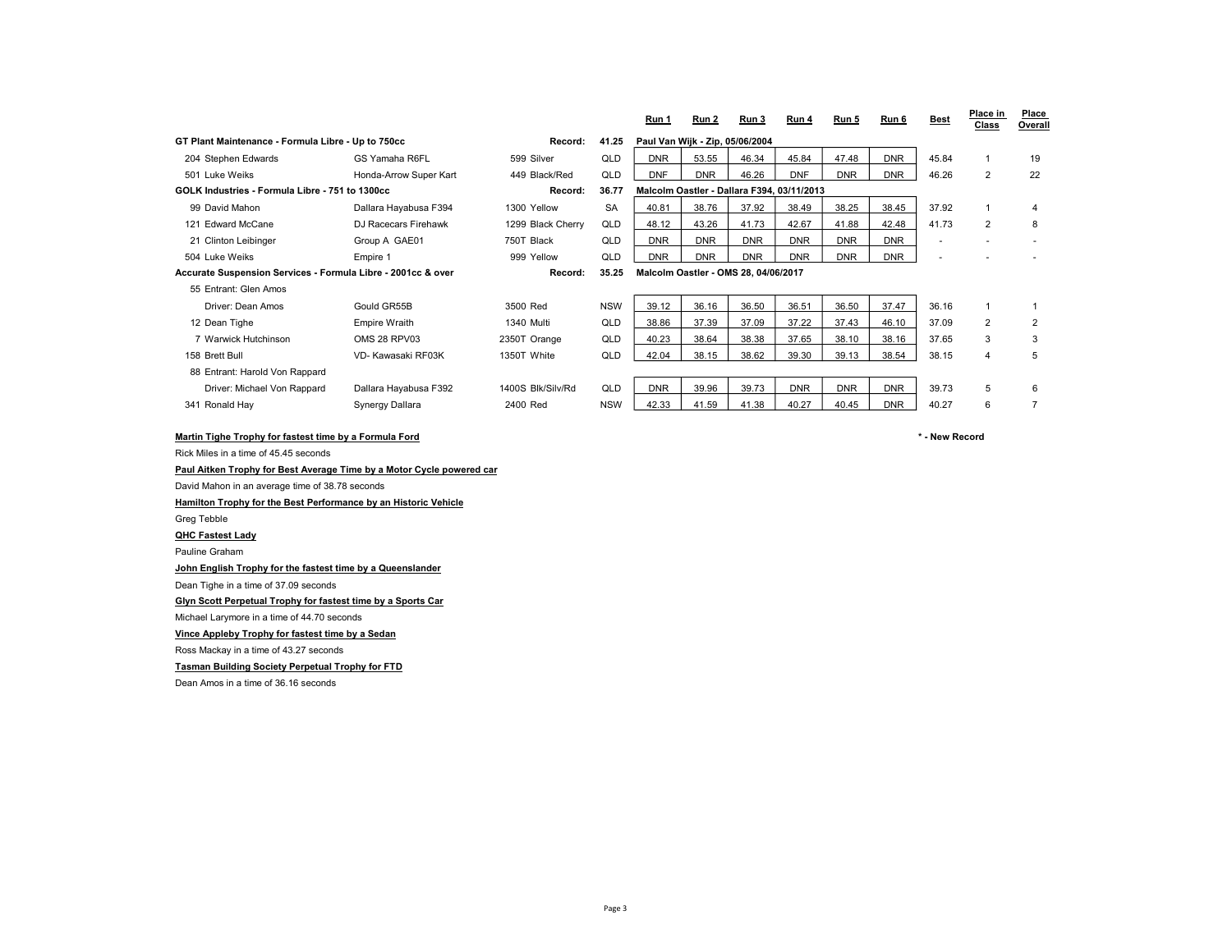| | | | | | | Run 1 | Run 2 | Run 3 | Run 4 | Run 5 | Run 6 | Best | Place in Class | Place Overall |
|---|---|---|---|---|---|---|---|---|---|---|---|---|---|---|
| **GT Plant Maintenance - Formula Libre - Up to 750cc** | | | **Record:** | | **41.25** | **Paul Van Wijk - Zip, 05/06/2004** | | | | | | | | |
| 204 Stephen Edwards | GS Yamaha R6FL | 599 Silver | | QLD | | DNR | 53.55 | 46.34 | 45.84 | 47.48 | DNR | 45.84 | 1 | 19 |
| 501 Luke Weiks | Honda-Arrow Super Kart | 449 Black/Red | | QLD | | DNF | DNR | 46.26 | DNF | DNR | DNR | 46.26 | 2 | 22 |
| **GOLK Industries - Formula Libre - 751 to 1300cc** | | | **Record:** | | **36.77** | **Malcolm Oastler - Dallara F394, 03/11/2013** | | | | | | | | |
| 99 David Mahon | Dallara Hayabusa F394 | 1300 Yellow | | SA | | 40.81 | 38.76 | 37.92 | 38.49 | 38.25 | 38.45 | 37.92 | 1 | 4 |
| 121 Edward McCane | DJ Racecars Firehawk | 1299 Black Cherry | | QLD | | 48.12 | 43.26 | 41.73 | 42.67 | 41.88 | 42.48 | 41.73 | 2 | 8 |
| 21 Clinton Leibinger | Group A GAE01 | 750T Black | | QLD | | DNR | DNR | DNR | DNR | DNR | DNR | - | - | - |
| 504 Luke Weiks | Empire 1 | 999 Yellow | | QLD | | DNR | DNR | DNR | DNR | DNR | DNR | - | - | - |
| **Accurate Suspension Services - Formula Libre - 2001cc & over** | | | **Record:** | | **35.25** | **Malcolm Oastler - OMS 28, 04/06/2017** | | | | | | | | |
| 55 Entrant: Glen Amos | | | | | | | | | | | | | | |
| Driver: Dean Amos | Gould GR55B | 3500 Red | | NSW | | 39.12 | 36.16 | 36.50 | 36.51 | 36.50 | 37.47 | 36.16 | 1 | 1 |
| 12 Dean Tighe | Empire Wraith | 1340 Multi | | QLD | | 38.86 | 37.39 | 37.09 | 37.22 | 37.43 | 46.10 | 37.09 | 2 | 2 |
| 7 Warwick Hutchinson | OMS 28 RPV03 | 2350T Orange | | QLD | | 40.23 | 38.64 | 38.38 | 37.65 | 38.10 | 38.16 | 37.65 | 3 | 3 |
| 158 Brett Bull | VD- Kawasaki RF03K | 1350T White | | QLD | | 42.04 | 38.15 | 38.62 | 39.30 | 39.13 | 38.54 | 38.15 | 4 | 5 |
| 88 Entrant: Harold Von Rappard | | | | | | | | | | | | | | |
| Driver: Michael Von Rappard | Dallara Hayabusa F392 | 1400S Blk/Silv/Rd | | QLD | | DNR | 39.96 | 39.73 | DNR | DNR | DNR | 39.73 | 5 | 6 |
| 341 Ronald Hay | Synergy Dallara | 2400 Red | | NSW | | 42.33 | 41.59 | 41.38 | 40.27 | 40.45 | DNR | 40.27 | 6 | 7 |

**Martin Tighe Trophy for fastest time by a Formula Ford**

Rick Miles in a time of 45.45 seconds

**Paul Aitken Trophy for Best Average Time by a Motor Cycle powered car**

David Mahon in an average time of 38.78 seconds

**Hamilton Trophy for the Best Performance by an Historic Vehicle**

Greg Tebble

**QHC Fastest Lady**

Pauline Graham

**John English Trophy for the fastest time by a Queenslander**

Dean Tighe in a time of 37.09 seconds

**Glyn Scott Perpetual Trophy for fastest time by a Sports Car**

Michael Larymore in a time of 44.70 seconds

**Vince Appleby Trophy for fastest time by a Sedan**

Ross Mackay in a time of 43.27 seconds

**Tasman Building Society Perpetual Trophy for FTD**

Dean Amos in a time of 36.16 seconds

**\* - New Record**